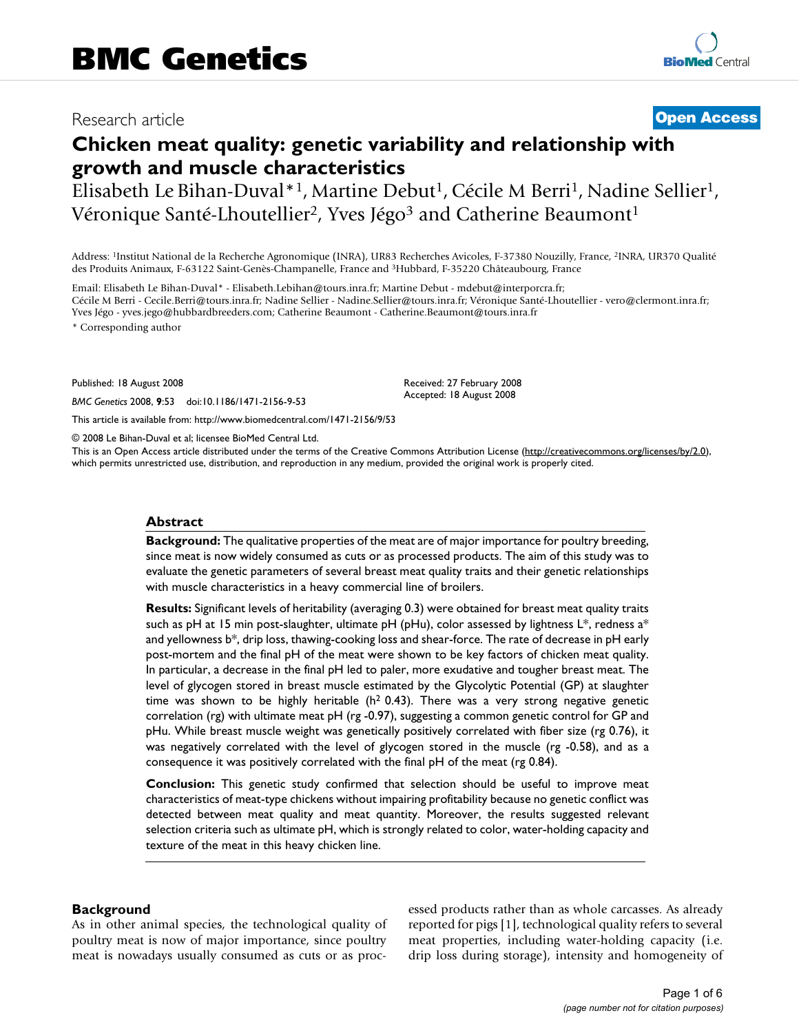# BMC Genetics

Research article

**Open Access**

## Chicken meat quality: genetic variability and relationship with growth and muscle characteristics

Elisabeth Le Bihan-Duval*[1], Martine Debut[1], Cécile M Berri[1], Nadine Sellier[1], Véronique Santé-Lhoutellier[2], Yves Jégo[3] and Catherine Beaumont[1]

Address: [1]Institut National de la Recherche Agronomique (INRA), UR83 Recherches Avicoles, F-37380 Nouzilly, France, [2]INRA, UR370 Qualité des Produits Animaux, F-63122 Saint-Genès-Champanelle, France and [3]Hubbard, F-35220 Châteaubourg, France

Email: Elisabeth Le Bihan-Duval* - Elisabeth.Lebihan@tours.inra.fr; Martine Debut - mdebut@interporcra.fr; Cécile M Berri - Cecile.Berri@tours.inra.fr; Nadine Sellier - Nadine.Sellier@tours.inra.fr; Véronique Santé-Lhoutellier - vero@clermont.inra.fr; Yves Jégo - yves.jego@hubbardbreeders.com; Catherine Beaumont - Catherine.Beaumont@tours.inra.fr

* Corresponding author

Published: 18 August 2008

*BMC Genetics* 2008, **9**:53 doi:10.1186/1471-2156-9-53

Received: 27 February 2008
Accepted: 18 August 2008

This article is available from: http://www.biomedcentral.com/1471-2156/9/53

© 2008 Le Bihan-Duval et al; licensee BioMed Central Ltd.

This is an Open Access article distributed under the terms of the Creative Commons Attribution License (http://creativecommons.org/licenses/by/2.0), which permits unrestricted use, distribution, and reproduction in any medium, provided the original work is properly cited.

### Abstract

**Background:** The qualitative properties of the meat are of major importance for poultry breeding, since meat is now widely consumed as cuts or as processed products. The aim of this study was to evaluate the genetic parameters of several breast meat quality traits and their genetic relationships with muscle characteristics in a heavy commercial line of broilers.

**Results:** Significant levels of heritability (averaging 0.3) were obtained for breast meat quality traits such as pH at 15 min post-slaughter, ultimate pH (pHu), color assessed by lightness L*, redness a* and yellowness b*, drip loss, thawing-cooking loss and shear-force. The rate of decrease in pH early post-mortem and the final pH of the meat were shown to be key factors of chicken meat quality. In particular, a decrease in the final pH led to paler, more exudative and tougher breast meat. The level of glycogen stored in breast muscle estimated by the Glycolytic Potential (GP) at slaughter time was shown to be highly heritable ($h^2$ 0.43). There was a very strong negative genetic correlation (rg) with ultimate meat pH (rg -0.97), suggesting a common genetic control for GP and pHu. While breast muscle weight was genetically positively correlated with fiber size (rg 0.76), it was negatively correlated with the level of glycogen stored in the muscle (rg -0.58), and as a consequence it was positively correlated with the final pH of the meat (rg 0.84).

**Conclusion:** This genetic study confirmed that selection should be useful to improve meat characteristics of meat-type chickens without impairing profitability because no genetic conflict was detected between meat quality and meat quantity. Moreover, the results suggested relevant selection criteria such as ultimate pH, which is strongly related to color, water-holding capacity and texture of the meat in this heavy chicken line.

### Background

As in other animal species, the technological quality of poultry meat is now of major importance, since poultry meat is nowadays usually consumed as cuts or as processed products rather than as whole carcasses. As already reported for pigs [1], technological quality refers to several meat properties, including water-holding capacity (i.e. drip loss during storage), intensity and homogeneity of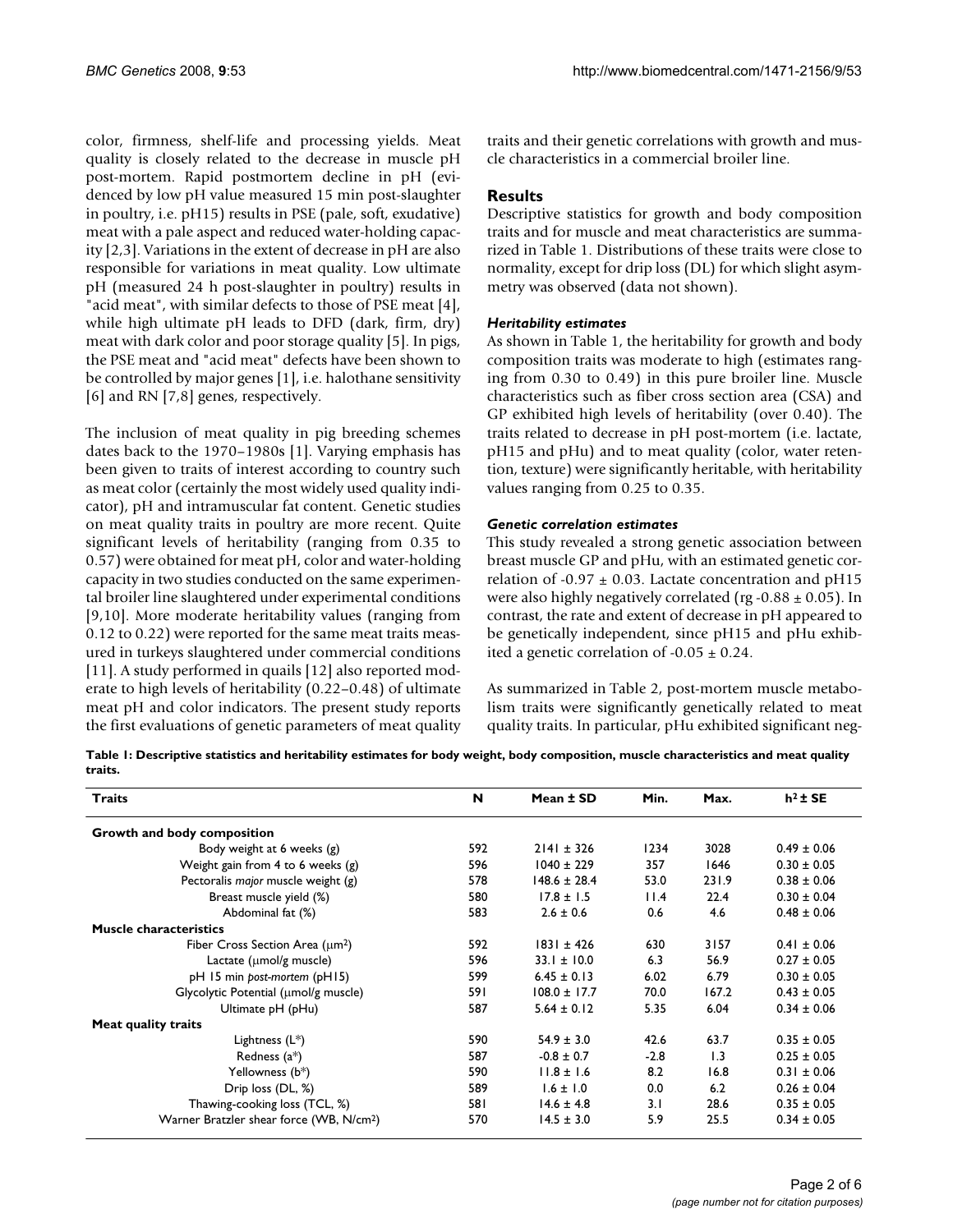color, firmness, shelf-life and processing yields. Meat quality is closely related to the decrease in muscle pH post-mortem. Rapid postmortem decline in pH (evidenced by low pH value measured 15 min post-slaughter in poultry, i.e. pH15) results in PSE (pale, soft, exudative) meat with a pale aspect and reduced water-holding capacity [2,3]. Variations in the extent of decrease in pH are also responsible for variations in meat quality. Low ultimate pH (measured 24 h post-slaughter in poultry) results in "acid meat", with similar defects to those of PSE meat [4], while high ultimate pH leads to DFD (dark, firm, dry) meat with dark color and poor storage quality [5]. In pigs, the PSE meat and "acid meat" defects have been shown to be controlled by major genes [1], i.e. halothane sensitivity [6] and RN [7,8] genes, respectively.

The inclusion of meat quality in pig breeding schemes dates back to the 1970–1980s [1]. Varying emphasis has been given to traits of interest according to country such as meat color (certainly the most widely used quality indicator), pH and intramuscular fat content. Genetic studies on meat quality traits in poultry are more recent. Quite significant levels of heritability (ranging from 0.35 to 0.57) were obtained for meat pH, color and water-holding capacity in two studies conducted on the same experimental broiler line slaughtered under experimental conditions [9,10]. More moderate heritability values (ranging from 0.12 to 0.22) were reported for the same meat traits measured in turkeys slaughtered under commercial conditions [11]. A study performed in quails [12] also reported moderate to high levels of heritability (0.22–0.48) of ultimate meat pH and color indicators. The present study reports the first evaluations of genetic parameters of meat quality traits and their genetic correlations with growth and muscle characteristics in a commercial broiler line.

## Results

Descriptive statistics for growth and body composition traits and for muscle and meat characteristics are summarized in Table 1. Distributions of these traits were close to normality, except for drip loss (DL) for which slight asymmetry was observed (data not shown).

### *Heritability estimates*

As shown in Table 1, the heritability for growth and body composition traits was moderate to high (estimates ranging from 0.30 to 0.49) in this pure broiler line. Muscle characteristics such as fiber cross section area (CSA) and GP exhibited high levels of heritability (over 0.40). The traits related to decrease in pH post-mortem (i.e. lactate, pH15 and pHu) and to meat quality (color, water retention, texture) were significantly heritable, with heritability values ranging from 0.25 to 0.35.

### *Genetic correlation estimates*

This study revealed a strong genetic association between breast muscle GP and pHu, with an estimated genetic correlation of -0.97 ± 0.03. Lactate concentration and pH15 were also highly negatively correlated (rg -0.88 ± 0.05). In contrast, the rate and extent of decrease in pH appeared to be genetically independent, since pH15 and pHu exhibited a genetic correlation of -0.05 ± 0.24.

As summarized in Table 2, post-mortem muscle metabolism traits were significantly genetically related to meat quality traits. In particular, pHu exhibited significant neg-

**Table 1: Descriptive statistics and heritability estimates for body weight, body composition, muscle characteristics and meat quality traits.**

| Traits | N | Mean ± SD | Min. | Max. | $h^2$ ± SE |
|---|---|---|---|---|---|
| **Growth and body composition** | | | | | |
| Body weight at 6 weeks (g) | 592 | 2141 ± 326 | 1234 | 3028 | 0.49 ± 0.06 |
| Weight gain from 4 to 6 weeks (g) | 596 | 1040 ± 229 | 357 | 1646 | 0.30 ± 0.05 |
| Pectoralis *major* muscle weight (g) | 578 | 148.6 ± 28.4 | 53.0 | 231.9 | 0.38 ± 0.06 |
| Breast muscle yield (%) | 580 | 17.8 ± 1.5 | 11.4 | 22.4 | 0.30 ± 0.04 |
| Abdominal fat (%) | 583 | 2.6 ± 0.6 | 0.6 | 4.6 | 0.48 ± 0.06 |
| **Muscle characteristics** | | | | | |
| Fiber Cross Section Area (μm²) | 592 | 1831 ± 426 | 630 | 3157 | 0.41 ± 0.06 |
| Lactate (μmol/g muscle) | 596 | 33.1 ± 10.0 | 6.3 | 56.9 | 0.27 ± 0.05 |
| pH 15 min *post-mortem* (pH15) | 599 | 6.45 ± 0.13 | 6.02 | 6.79 | 0.30 ± 0.05 |
| Glycolytic Potential (μmol/g muscle) | 591 | 108.0 ± 17.7 | 70.0 | 167.2 | 0.43 ± 0.05 |
| Ultimate pH (pHu) | 587 | 5.64 ± 0.12 | 5.35 | 6.04 | 0.34 ± 0.06 |
| **Meat quality traits** | | | | | |
| Lightness (L*) | 590 | 54.9 ± 3.0 | 42.6 | 63.7 | 0.35 ± 0.05 |
| Redness (a*) | 587 | -0.8 ± 0.7 | -2.8 | 1.3 | 0.25 ± 0.05 |
| Yellowness (b*) | 590 | 11.8 ± 1.6 | 8.2 | 16.8 | 0.31 ± 0.06 |
| Drip loss (DL, %) | 589 | 1.6 ± 1.0 | 0.0 | 6.2 | 0.26 ± 0.04 |
| Thawing-cooking loss (TCL, %) | 581 | 14.6 ± 4.8 | 3.1 | 28.6 | 0.35 ± 0.05 |
| Warner Bratzler shear force (WB, N/cm²) | 570 | 14.5 ± 3.0 | 5.9 | 25.5 | 0.34 ± 0.05 |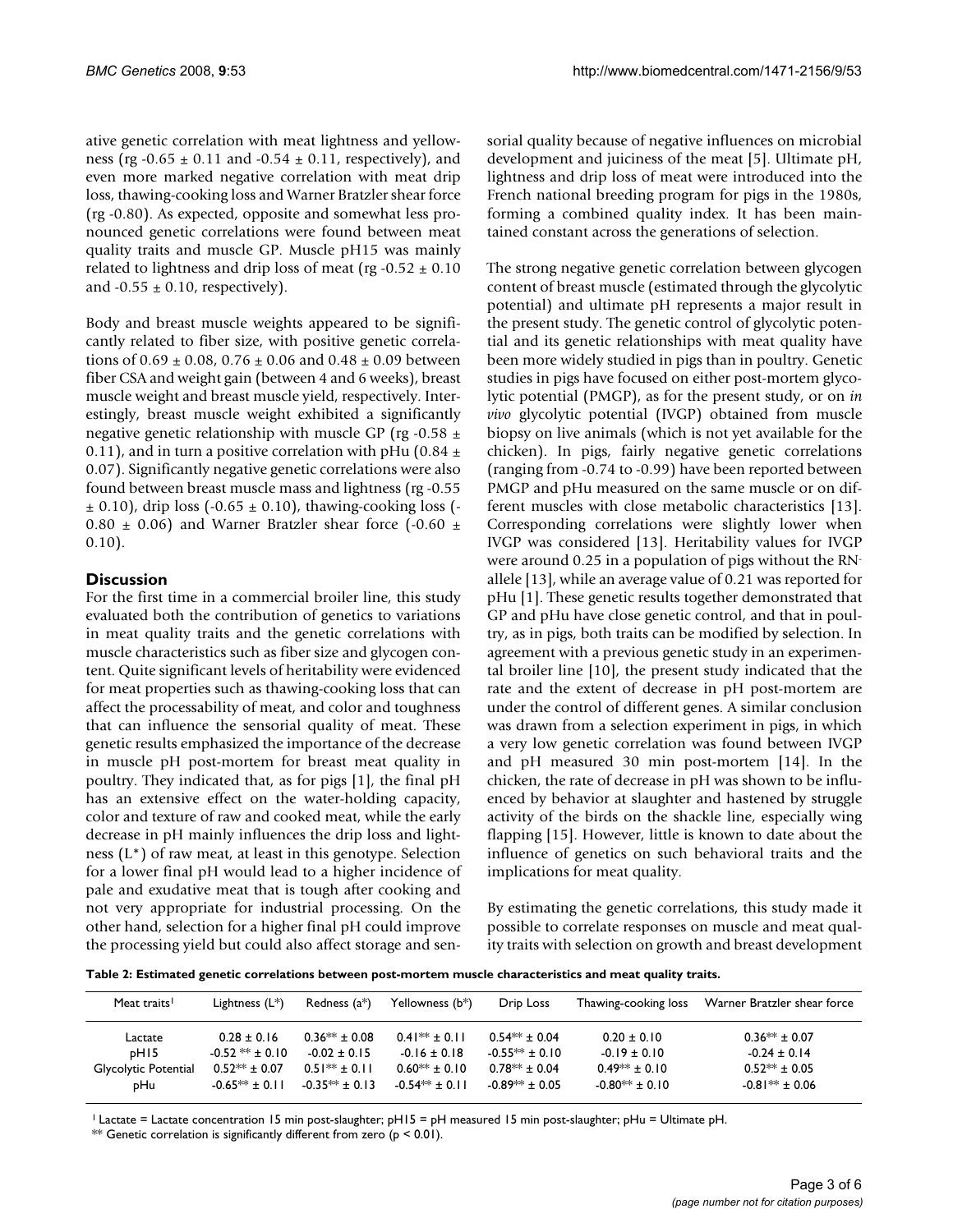ative genetic correlation with meat lightness and yellowness (rg -0.65 ± 0.11 and -0.54 ± 0.11, respectively), and even more marked negative correlation with meat drip loss, thawing-cooking loss and Warner Bratzler shear force (rg -0.80). As expected, opposite and somewhat less pronounced genetic correlations were found between meat quality traits and muscle GP. Muscle pH15 was mainly related to lightness and drip loss of meat (rg -0.52 ± 0.10 and -0.55 ± 0.10, respectively).

Body and breast muscle weights appeared to be significantly related to fiber size, with positive genetic correlations of 0.69 ± 0.08, 0.76 ± 0.06 and 0.48 ± 0.09 between fiber CSA and weight gain (between 4 and 6 weeks), breast muscle weight and breast muscle yield, respectively. Interestingly, breast muscle weight exhibited a significantly negative genetic relationship with muscle GP (rg -0.58 ± 0.11), and in turn a positive correlation with pHu (0.84 ± 0.07). Significantly negative genetic correlations were also found between breast muscle mass and lightness (rg -0.55 ± 0.10), drip loss (-0.65 ± 0.10), thawing-cooking loss (-0.80 ± 0.06) and Warner Bratzler shear force (-0.60 ± 0.10).

## Discussion

For the first time in a commercial broiler line, this study evaluated both the contribution of genetics to variations in meat quality traits and the genetic correlations with muscle characteristics such as fiber size and glycogen content. Quite significant levels of heritability were evidenced for meat properties such as thawing-cooking loss that can affect the processability of meat, and color and toughness that can influence the sensorial quality of meat. These genetic results emphasized the importance of the decrease in muscle pH post-mortem for breast meat quality in poultry. They indicated that, as for pigs [1], the final pH has an extensive effect on the water-holding capacity, color and texture of raw and cooked meat, while the early decrease in pH mainly influences the drip loss and lightness (L*) of raw meat, at least in this genotype. Selection for a lower final pH would lead to a higher incidence of pale and exudative meat that is tough after cooking and not very appropriate for industrial processing. On the other hand, selection for a higher final pH could improve the processing yield but could also affect storage and sensorial quality because of negative influences on microbial development and juiciness of the meat [5]. Ultimate pH, lightness and drip loss of meat were introduced into the French national breeding program for pigs in the 1980s, forming a combined quality index. It has been maintained constant across the generations of selection.

The strong negative genetic correlation between glycogen content of breast muscle (estimated through the glycolytic potential) and ultimate pH represents a major result in the present study. The genetic control of glycolytic potential and its genetic relationships with meat quality have been more widely studied in pigs than in poultry. Genetic studies in pigs have focused on either post-mortem glycolytic potential (PMGP), as for the present study, or on *in vivo* glycolytic potential (IVGP) obtained from muscle biopsy on live animals (which is not yet available for the chicken). In pigs, fairly negative genetic correlations (ranging from -0.74 to -0.99) have been reported between PMGP and pHu measured on the same muscle or on different muscles with close metabolic characteristics [13]. Corresponding correlations were slightly lower when IVGP was considered [13]. Heritability values for IVGP were around 0.25 in a population of pigs without the RN- allele [13], while an average value of 0.21 was reported for pHu [1]. These genetic results together demonstrated that GP and pHu have close genetic control, and that in poultry, as in pigs, both traits can be modified by selection. In agreement with a previous genetic study in an experimental broiler line [10], the present study indicated that the rate and the extent of decrease in pH post-mortem are under the control of different genes. A similar conclusion was drawn from a selection experiment in pigs, in which a very low genetic correlation was found between IVGP and pH measured 30 min post-mortem [14]. In the chicken, the rate of decrease in pH was shown to be influenced by behavior at slaughter and hastened by struggle activity of the birds on the shackle line, especially wing flapping [15]. However, little is known to date about the influence of genetics on such behavioral traits and the implications for meat quality.

By estimating the genetic correlations, this study made it possible to correlate responses on muscle and meat quality traits with selection on growth and breast development

**Table 2: Estimated genetic correlations between post-mortem muscle characteristics and meat quality traits.**

| Meat traits[1] | Lightness (L*) | Redness (a*) | Yellowness (b*) | Drip Loss | Thawing-cooking loss | Warner Bratzler shear force |
|---|---|---|---|---|---|---|
| Lactate | 0.28 ± 0.16 | 0.36** ± 0.08 | 0.41** ± 0.11 | 0.54** ± 0.04 | 0.20 ± 0.10 | 0.36** ± 0.07 |
| pH15 | -0.52 ** ± 0.10 | -0.02 ± 0.15 | -0.16 ± 0.18 | -0.55** ± 0.10 | -0.19 ± 0.10 | -0.24 ± 0.14 |
| Glycolytic Potential | 0.52** ± 0.07 | 0.51** ± 0.11 | 0.60** ± 0.10 | 0.78** ± 0.04 | 0.49** ± 0.10 | 0.52** ± 0.05 |
| pHu | -0.65** ± 0.11 | -0.35** ± 0.13 | -0.54** ± 0.11 | -0.89** ± 0.05 | -0.80** ± 0.10 | -0.81** ± 0.06 |

[1] Lactate = Lactate concentration 15 min post-slaughter; pH15 = pH measured 15 min post-slaughter; pHu = Ultimate pH.

** Genetic correlation is significantly different from zero ($p < 0.01$).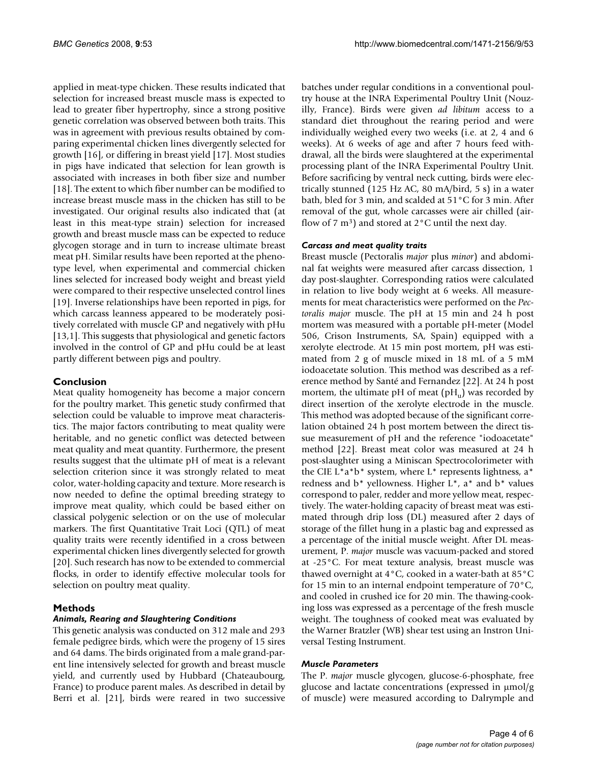applied in meat-type chicken. These results indicated that selection for increased breast muscle mass is expected to lead to greater fiber hypertrophy, since a strong positive genetic correlation was observed between both traits. This was in agreement with previous results obtained by comparing experimental chicken lines divergently selected for growth [16], or differing in breast yield [17]. Most studies in pigs have indicated that selection for lean growth is associated with increases in both fiber size and number [18]. The extent to which fiber number can be modified to increase breast muscle mass in the chicken has still to be investigated. Our original results also indicated that (at least in this meat-type strain) selection for increased growth and breast muscle mass can be expected to reduce glycogen storage and in turn to increase ultimate breast meat pH. Similar results have been reported at the phenotype level, when experimental and commercial chicken lines selected for increased body weight and breast yield were compared to their respective unselected control lines [19]. Inverse relationships have been reported in pigs, for which carcass leanness appeared to be moderately positively correlated with muscle GP and negatively with pHu [13,1]. This suggests that physiological and genetic factors involved in the control of GP and pHu could be at least partly different between pigs and poultry.

## Conclusion

Meat quality homogeneity has become a major concern for the poultry market. This genetic study confirmed that selection could be valuable to improve meat characteristics. The major factors contributing to meat quality were heritable, and no genetic conflict was detected between meat quality and meat quantity. Furthermore, the present results suggest that the ultimate pH of meat is a relevant selection criterion since it was strongly related to meat color, water-holding capacity and texture. More research is now needed to define the optimal breeding strategy to improve meat quality, which could be based either on classical polygenic selection or on the use of molecular markers. The first Quantitative Trait Loci (QTL) of meat quality traits were recently identified in a cross between experimental chicken lines divergently selected for growth [20]. Such research has now to be extended to commercial flocks, in order to identify effective molecular tools for selection on poultry meat quality.

## Methods

### *Animals, Rearing and Slaughtering Conditions*

This genetic analysis was conducted on 312 male and 293 female pedigree birds, which were the progeny of 15 sires and 64 dams. The birds originated from a male grand-parent line intensively selected for growth and breast muscle yield, and currently used by Hubbard (Chateaubourg, France) to produce parent males. As described in detail by Berri et al. [21], birds were reared in two successive batches under regular conditions in a conventional poultry house at the INRA Experimental Poultry Unit (Nouzilly, France). Birds were given *ad libitum* access to a standard diet throughout the rearing period and were individually weighed every two weeks (i.e. at 2, 4 and 6 weeks). At 6 weeks of age and after 7 hours feed withdrawal, all the birds were slaughtered at the experimental processing plant of the INRA Experimental Poultry Unit. Before sacrificing by ventral neck cutting, birds were electrically stunned (125 Hz AC, 80 mA/bird, 5 s) in a water bath, bled for 3 min, and scalded at 51°C for 3 min. After removal of the gut, whole carcasses were air chilled (airflow of 7 $m^3$) and stored at 2°C until the next day.

### *Carcass and meat quality traits*

Breast muscle (Pectoralis *major* plus *minor*) and abdominal fat weights were measured after carcass dissection, 1 day post-slaughter. Corresponding ratios were calculated in relation to live body weight at 6 weeks. All measurements for meat characteristics were performed on the *Pectoralis major* muscle. The pH at 15 min and 24 h post mortem was measured with a portable pH-meter (Model 506, Crison Instruments, SA, Spain) equipped with a xerolyte electrode. At 15 min post mortem, pH was estimated from 2 g of muscle mixed in 18 mL of a 5 mM iodoacetate solution. This method was described as a reference method by Santé and Fernandez [22]. At 24 h post mortem, the ultimate pH of meat ($pH_u$) was recorded by direct insertion of the xerolyte electrode in the muscle. This method was adopted because of the significant correlation obtained 24 h post mortem between the direct tissue measurement of pH and the reference "iodoacetate" method [22]. Breast meat color was measured at 24 h post-slaughter using a Miniscan Spectrocolorimeter with the CIE L*a*b* system, where L* represents lightness, a* redness and b* yellowness. Higher L*, a* and b* values correspond to paler, redder and more yellow meat, respectively. The water-holding capacity of breast meat was estimated through drip loss (DL) measured after 2 days of storage of the fillet hung in a plastic bag and expressed as a percentage of the initial muscle weight. After DL measurement, P. *major* muscle was vacuum-packed and stored at -25°C. For meat texture analysis, breast muscle was thawed overnight at 4°C, cooked in a water-bath at 85°C for 15 min to an internal endpoint temperature of 70°C, and cooled in crushed ice for 20 min. The thawing-cooking loss was expressed as a percentage of the fresh muscle weight. The toughness of cooked meat was evaluated by the Warner Bratzler (WB) shear test using an Instron Universal Testing Instrument.

### *Muscle Parameters*

The P. *major* muscle glycogen, glucose-6-phosphate, free glucose and lactate concentrations (expressed in µmol/g of muscle) were measured according to Dalrymple and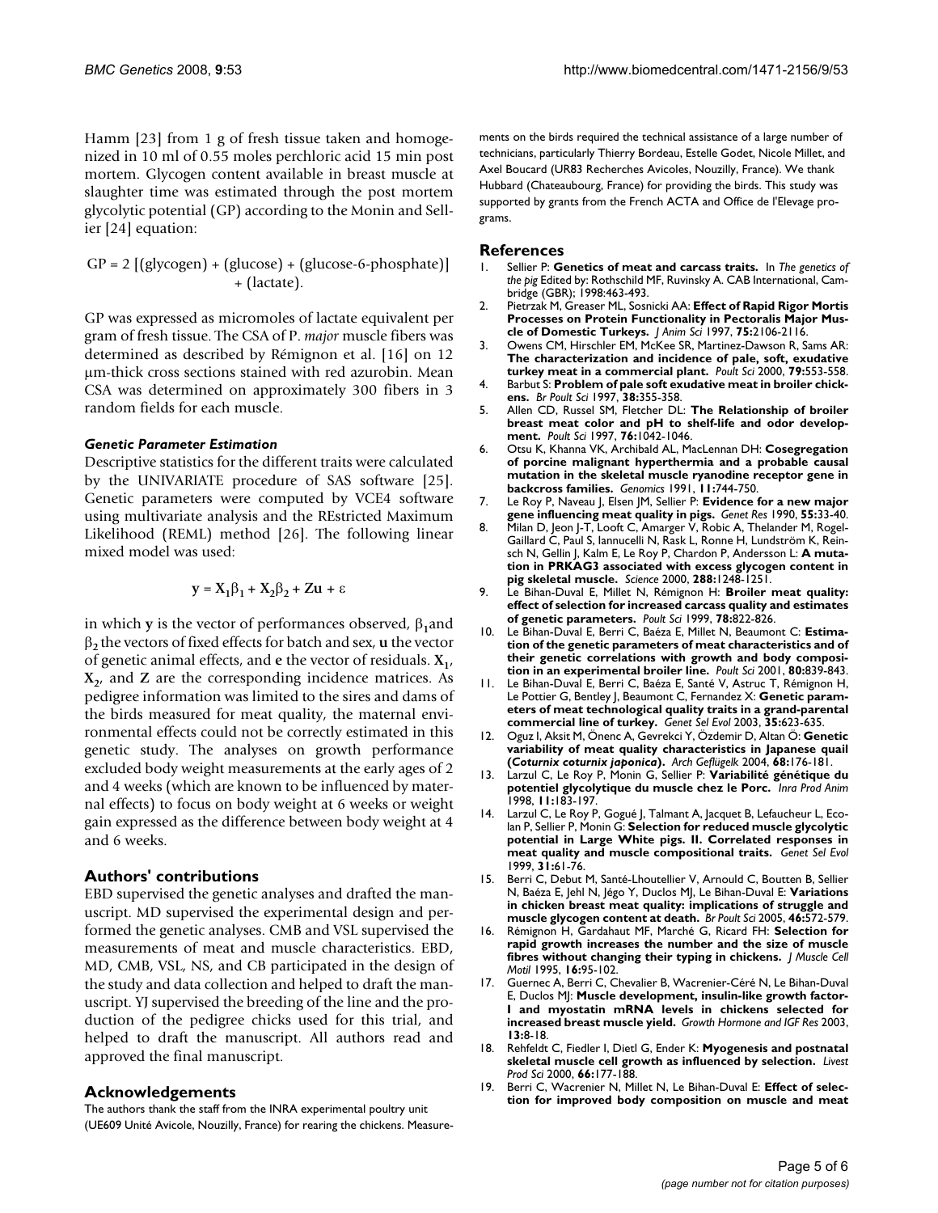Hamm [23] from 1 g of fresh tissue taken and homogenized in 10 ml of 0.55 moles perchloric acid 15 min post mortem. Glycogen content available in breast muscle at slaughter time was estimated through the post mortem glycolytic potential (GP) according to the Monin and Sellier [24] equation:

$$GP = 2\,[(\text{glycogen}) + (\text{glucose}) + (\text{glucose-6-phosphate})] + (\text{lactate}).$$

GP was expressed as micromoles of lactate equivalent per gram of fresh tissue. The CSA of *P. major* muscle fibers was determined as described by Rémignon et al. [16] on 12 µm-thick cross sections stained with red azurobin. Mean CSA was determined on approximately 300 fibers in 3 random fields for each muscle.

### *Genetic Parameter Estimation*

Descriptive statistics for the different traits were calculated by the UNIVARIATE procedure of SAS software [25]. Genetic parameters were computed by VCE4 software using multivariate analysis and the REstricted Maximum Likelihood (REML) method [26]. The following linear mixed model was used:

$$\mathbf{y} = \mathbf{X}_1\beta_1 + \mathbf{X}_2\beta_2 + \mathbf{Z}\mathbf{u} + \varepsilon$$

in which **y** is the vector of performances observed, $\beta_1$and $\beta_2$ the vectors of fixed effects for batch and sex, **u** the vector of genetic animal effects, and **e** the vector of residuals. $\mathbf{X}_1$, $\mathbf{X}_2$, and **Z** are the corresponding incidence matrices. As pedigree information was limited to the sires and dams of the birds measured for meat quality, the maternal environmental effects could not be correctly estimated in this genetic study. The analyses on growth performance excluded body weight measurements at the early ages of 2 and 4 weeks (which are known to be influenced by maternal effects) to focus on body weight at 6 weeks or weight gain expressed as the difference between body weight at 4 and 6 weeks.

## Authors' contributions

EBD supervised the genetic analyses and drafted the manuscript. MD supervised the experimental design and performed the genetic analyses. CMB and VSL supervised the measurements of meat and muscle characteristics. EBD, MD, CMB, VSL, NS, and CB participated in the design of the study and data collection and helped to draft the manuscript. YJ supervised the breeding of the line and the production of the pedigree chicks used for this trial, and helped to draft the manuscript. All authors read and approved the final manuscript.

## Acknowledgements

The authors thank the staff from the INRA experimental poultry unit (UE609 Unité Avicole, Nouzilly, France) for rearing the chickens. Measurements on the birds required the technical assistance of a large number of technicians, particularly Thierry Bordeau, Estelle Godet, Nicole Millet, and Axel Boucard (UR83 Recherches Avicoles, Nouzilly, France). We thank Hubbard (Chateaubourg, France) for providing the birds. This study was supported by grants from the French ACTA and Office de l'Elevage programs.

## References

1. Sellier P: **Genetics of meat and carcass traits.** In *The genetics of the pig* Edited by: Rothschild MF, Ruvinsky A. CAB International, Cambridge (GBR); 1998:463-493.
2. Pietrzak M, Greaser ML, Sosnicki AA: **Effect of Rapid Rigor Mortis Processes on Protein Functionality in Pectoralis Major Muscle of Domestic Turkeys.** *J Anim Sci* 1997, **75:**2106-2116.
3. Owens CM, Hirschler EM, McKee SR, Martinez-Dawson R, Sams AR: **The characterization and incidence of pale, soft, exudative turkey meat in a commercial plant.** *Poult Sci* 2000, **79:**553-558.
4. Barbut S: **Problem of pale soft exudative meat in broiler chickens.** *Br Poult Sci* 1997, **38:**355-358.
5. Allen CD, Russel SM, Fletcher DL: **The Relationship of broiler breast meat color and pH to shelf-life and odor development.** *Poult Sci* 1997, **76:**1042-1046.
6. Otsu K, Khanna VK, Archibald AL, MacLennan DH: **Cosegregation of porcine malignant hyperthermia and a probable causal mutation in the skeletal muscle ryanodine receptor gene in backcross families.** *Genomics* 1991, **11:**744-750.
7. Le Roy P, Naveau J, Elsen JM, Sellier P: **Evidence for a new major gene influencing meat quality in pigs.** *Genet Res* 1990, **55:**33-40.
8. Milan D, Jeon J-T, Looft C, Amarger V, Robic A, Thelander M, Rogel-Gaillard C, Paul S, Iannucelli N, Rask L, Ronne H, Lundström K, Reinsch N, Gellin J, Kalm E, Le Roy P, Chardon P, Andersson L: **A mutation in PRKAG3 associated with excess glycogen content in pig skeletal muscle.** *Science* 2000, **288:**1248-1251.
9. Le Bihan-Duval E, Millet N, Rémignon H: **Broiler meat quality: effect of selection for increased carcass quality and estimates of genetic parameters.** *Poult Sci* 1999, **78:**822-826.
10. Le Bihan-Duval E, Berri C, Baéza E, Millet N, Beaumont C: **Estimation of the genetic parameters of meat characteristics and of their genetic correlations with growth and body composition in an experimental broiler line.** *Poult Sci* 2001, **80:**839-843.
11. Le Bihan-Duval E, Berri C, Baéza E, Santé V, Astruc T, Rémignon H, Le Pottier G, Bentley J, Beaumont C, Fernandez X: **Genetic parameters of meat technological quality traits in a grand-parental commercial line of turkey.** *Genet Sel Evol* 2003, **35:**623-635.
12. Oguz I, Aksit M, Önenc A, Gevrekci Y, Özdemir D, Altan Ö: **Genetic variability of meat quality characteristics in Japanese quail (*Coturnix coturnix japonica*).** *Arch Geflügelk* 2004, **68:**176-181.
13. Larzul C, Le Roy P, Monin G, Sellier P: **Variabilité génétique du potentiel glycolytique du muscle chez le Porc.** *Inra Prod Anim* 1998, **11:**183-197.
14. Larzul C, Le Roy P, Gogué J, Talmant A, Jacquet B, Lefaucheur L, Ecolan P, Sellier P, Monin G: **Selection for reduced muscle glycolytic potential in Large White pigs. II. Correlated responses in meat quality and muscle compositional traits.** *Genet Sel Evol* 1999, **31:**61-76.
15. Berri C, Debut M, Santé-Lhoutellier V, Arnould C, Boutten B, Sellier N, Baéza E, Jehl N, Jégo Y, Duclos MJ, Le Bihan-Duval E: **Variations in chicken breast meat quality: implications of struggle and muscle glycogen content at death.** *Br Poult Sci* 2005, **46:**572-579.
16. Rémignon H, Gardahaut MF, Marché G, Ricard FH: **Selection for rapid growth increases the number and the size of muscle fibres without changing their typing in chickens.** *J Muscle Cell Motil* 1995, **16:**95-102.
17. Guernec A, Berri C, Chevalier B, Wacrenier-Céré N, Le Bihan-Duval E, Duclos MJ: **Muscle development, insulin-like growth factor-I and myostatin mRNA levels in chickens selected for increased breast muscle yield.** *Growth Hormone and IGF Res* 2003, **13:**8-18.
18. Rehfeldt C, Fiedler I, Dietl G, Ender K: **Myogenesis and postnatal skeletal muscle cell growth as influenced by selection.** *Livest Prod Sci* 2000, **66:**177-188.
19. Berri C, Wacrenier N, Millet N, Le Bihan-Duval E: **Effect of selection for improved body composition on muscle and meat**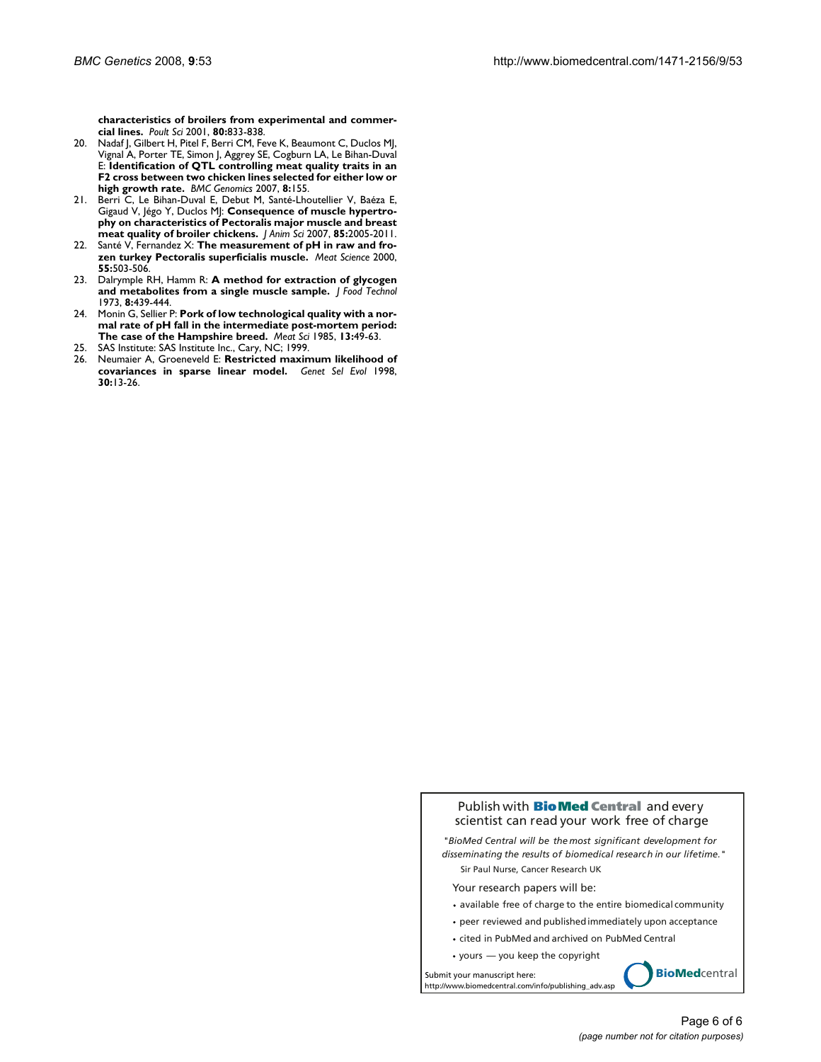**characteristics of broilers from experimental and commercial lines.** *Poult Sci* 2001, **80:**833-838.

20. Nadaf J, Gilbert H, Pitel F, Berri CM, Feve K, Beaumont C, Duclos MJ, Vignal A, Porter TE, Simon J, Aggrey SE, Cogburn LA, Le Bihan-Duval E: **Identification of QTL controlling meat quality traits in an F2 cross between two chicken lines selected for either low or high growth rate.** *BMC Genomics* 2007, **8:**155.
21. Berri C, Le Bihan-Duval E, Debut M, Santé-Lhoutellier V, Baéza E, Gigaud V, Jégo Y, Duclos MJ: **Consequence of muscle hypertrophy on characteristics of Pectoralis major muscle and breast meat quality of broiler chickens.** *J Anim Sci* 2007, **85:**2005-2011.
22. Santé V, Fernandez X: **The measurement of pH in raw and frozen turkey Pectoralis superficialis muscle.** *Meat Science* 2000, **55:**503-506.
23. Dalrymple RH, Hamm R: **A method for extraction of glycogen and metabolites from a single muscle sample.** *J Food Technol* 1973, **8:**439-444.
24. Monin G, Sellier P: **Pork of low technological quality with a normal rate of pH fall in the intermediate post-mortem period: The case of the Hampshire breed.** *Meat Sci* 1985, **13:**49-63.
25. SAS Institute: SAS Institute Inc., Cary, NC; 1999.
26. Neumaier A, Groeneveld E: **Restricted maximum likelihood of covariances in sparse linear model.** *Genet Sel Evol* 1998, **30:**13-26.

Publish with **BioMed Central** and every scientist can read your work free of charge

*"BioMed Central will be the most significant development for disseminating the results of biomedical research in our lifetime."*

Sir Paul Nurse, Cancer Research UK

Your research papers will be:

- available free of charge to the entire biomedical community
- peer reviewed and published immediately upon acceptance
- cited in PubMed and archived on PubMed Central
- yours — you keep the copyright

Submit your manuscript here:
http://www.biomedcentral.com/info/publishing_adv.asp

**BioMed**central